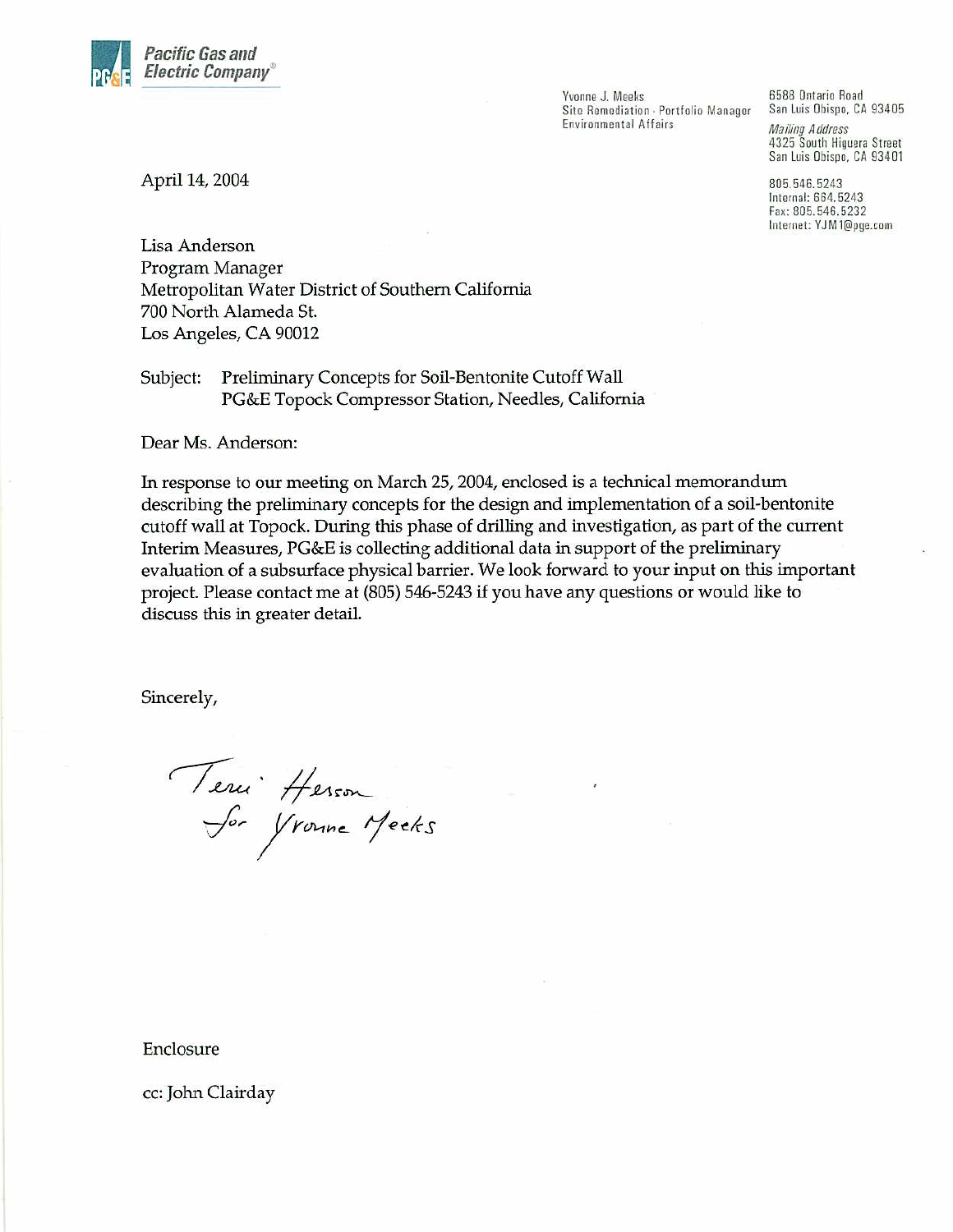**Pacific Gas and Electric Company**®

Yvonne J. Meeks
Site Remediation - Portfolio Manager
Environmental Affairs

6588 Ontario Road
San Luis Obispo, CA 93405

*Mailing Address*
4325 South Higuera Street
San Luis Obispo, CA 93401

805.546.5243
Internal: 664.5243
Fax: 805.546.5232
Internet: YJM1@pge.com

April 14, 2004

Lisa Anderson
Program Manager
Metropolitan Water District of Southern California
700 North Alameda St.
Los Angeles, CA 90012

Subject: Preliminary Concepts for Soil-Bentonite Cutoff Wall
PG&E Topock Compressor Station, Needles, California

Dear Ms. Anderson:

In response to our meeting on March 25, 2004, enclosed is a technical memorandum describing the preliminary concepts for the design and implementation of a soil-bentonite cutoff wall at Topock. During this phase of drilling and investigation, as part of the current Interim Measures, PG&E is collecting additional data in support of the preliminary evaluation of a subsurface physical barrier. We look forward to your input on this important project. Please contact me at (805) 546-5243 if you have any questions or would like to discuss this in greater detail.

Sincerely,

Teri Herson
for Yvonne Meeks

Enclosure

cc: John Clairday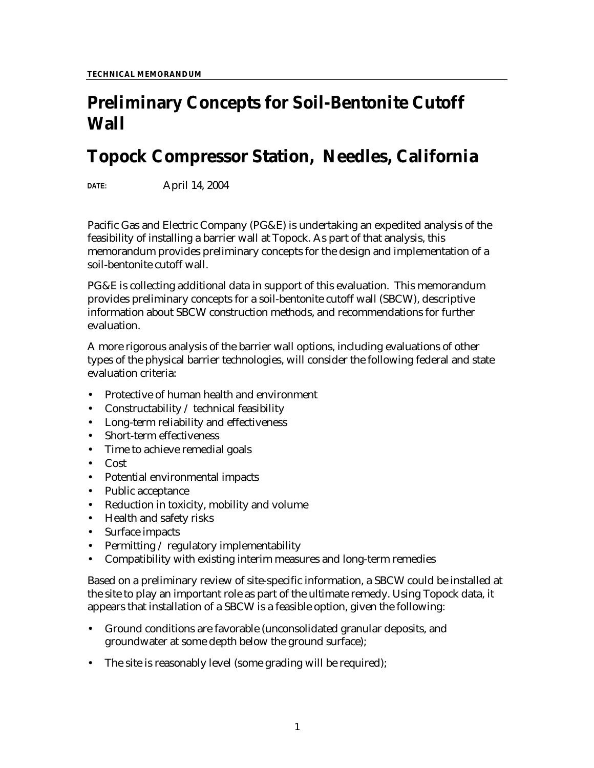**TECHNICAL MEMORANDUM**

# Preliminary Concepts for Soil-Bentonite Cutoff Wall

# Topock Compressor Station, Needles, California

**DATE:** April 14, 2004

Pacific Gas and Electric Company (PG&E) is undertaking an expedited analysis of the feasibility of installing a barrier wall at Topock. As part of that analysis, this memorandum provides preliminary concepts for the design and implementation of a soil-bentonite cutoff wall.

PG&E is collecting additional data in support of this evaluation. This memorandum provides preliminary concepts for a soil-bentonite cutoff wall (SBCW), descriptive information about SBCW construction methods, and recommendations for further evaluation.

A more rigorous analysis of the barrier wall options, including evaluations of other types of the physical barrier technologies, will consider the following federal and state evaluation criteria:

- Protective of human health and environment
- Constructability / technical feasibility
- Long-term reliability and effectiveness
- Short-term effectiveness
- Time to achieve remedial goals
- Cost
- Potential environmental impacts
- Public acceptance
- Reduction in toxicity, mobility and volume
- Health and safety risks
- Surface impacts
- Permitting / regulatory implementability
- Compatibility with existing interim measures and long-term remedies

Based on a preliminary review of site-specific information, a SBCW could be installed at the site to play an important role as part of the ultimate remedy. Using Topock data, it appears that installation of a SBCW is a feasible option, given the following:

- Ground conditions are favorable (unconsolidated granular deposits, and groundwater at some depth below the ground surface);
- The site is reasonably level (some grading will be required);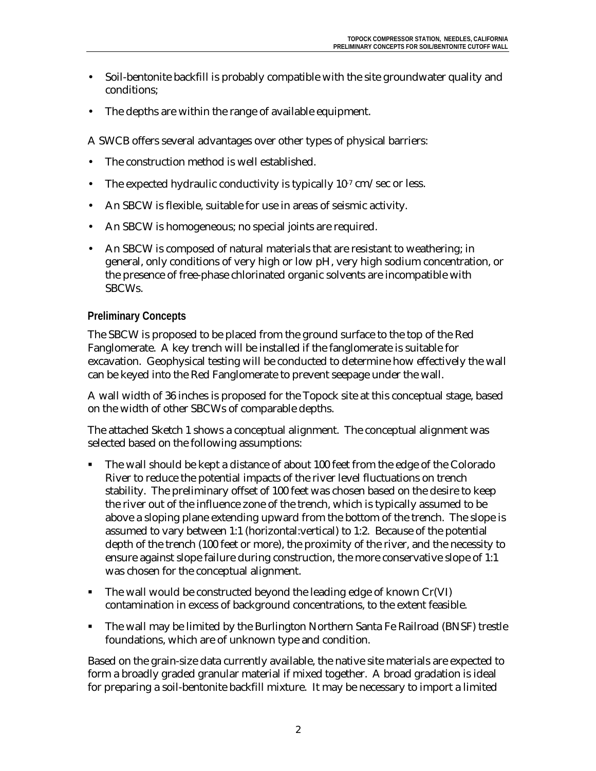- Soil-bentonite backfill is probably compatible with the site groundwater quality and conditions;
- The depths are within the range of available equipment.

A SWCB offers several advantages over other types of physical barriers:

- The construction method is well established.
- The expected hydraulic conductivity is typically $10^{-7}$ cm/sec or less.
- An SBCW is flexible, suitable for use in areas of seismic activity.
- An SBCW is homogeneous; no special joints are required.
- An SBCW is composed of natural materials that are resistant to weathering; in general, only conditions of very high or low pH, very high sodium concentration, or the presence of free-phase chlorinated organic solvents are incompatible with SBCWs.

### Preliminary Concepts

The SBCW is proposed to be placed from the ground surface to the top of the Red Fanglomerate. A key trench will be installed if the fanglomerate is suitable for excavation. Geophysical testing will be conducted to determine how effectively the wall can be keyed into the Red Fanglomerate to prevent seepage under the wall.

A wall width of 36 inches is proposed for the Topock site at this conceptual stage, based on the width of other SBCWs of comparable depths.

The attached Sketch 1 shows a conceptual alignment. The conceptual alignment was selected based on the following assumptions:

- The wall should be kept a distance of about 100 feet from the edge of the Colorado River to reduce the potential impacts of the river level fluctuations on trench stability. The preliminary offset of 100 feet was chosen based on the desire to keep the river out of the influence zone of the trench, which is typically assumed to be above a sloping plane extending upward from the bottom of the trench. The slope is assumed to vary between 1:1 (horizontal:vertical) to 1:2. Because of the potential depth of the trench (100 feet or more), the proximity of the river, and the necessity to ensure against slope failure during construction, the more conservative slope of 1:1 was chosen for the conceptual alignment.
- The wall would be constructed beyond the leading edge of known Cr(VI) contamination in excess of background concentrations, to the extent feasible.
- The wall may be limited by the Burlington Northern Santa Fe Railroad (BNSF) trestle foundations, which are of unknown type and condition.

Based on the grain-size data currently available, the native site materials are expected to form a broadly graded granular material if mixed together. A broad gradation is ideal for preparing a soil-bentonite backfill mixture. It may be necessary to import a limited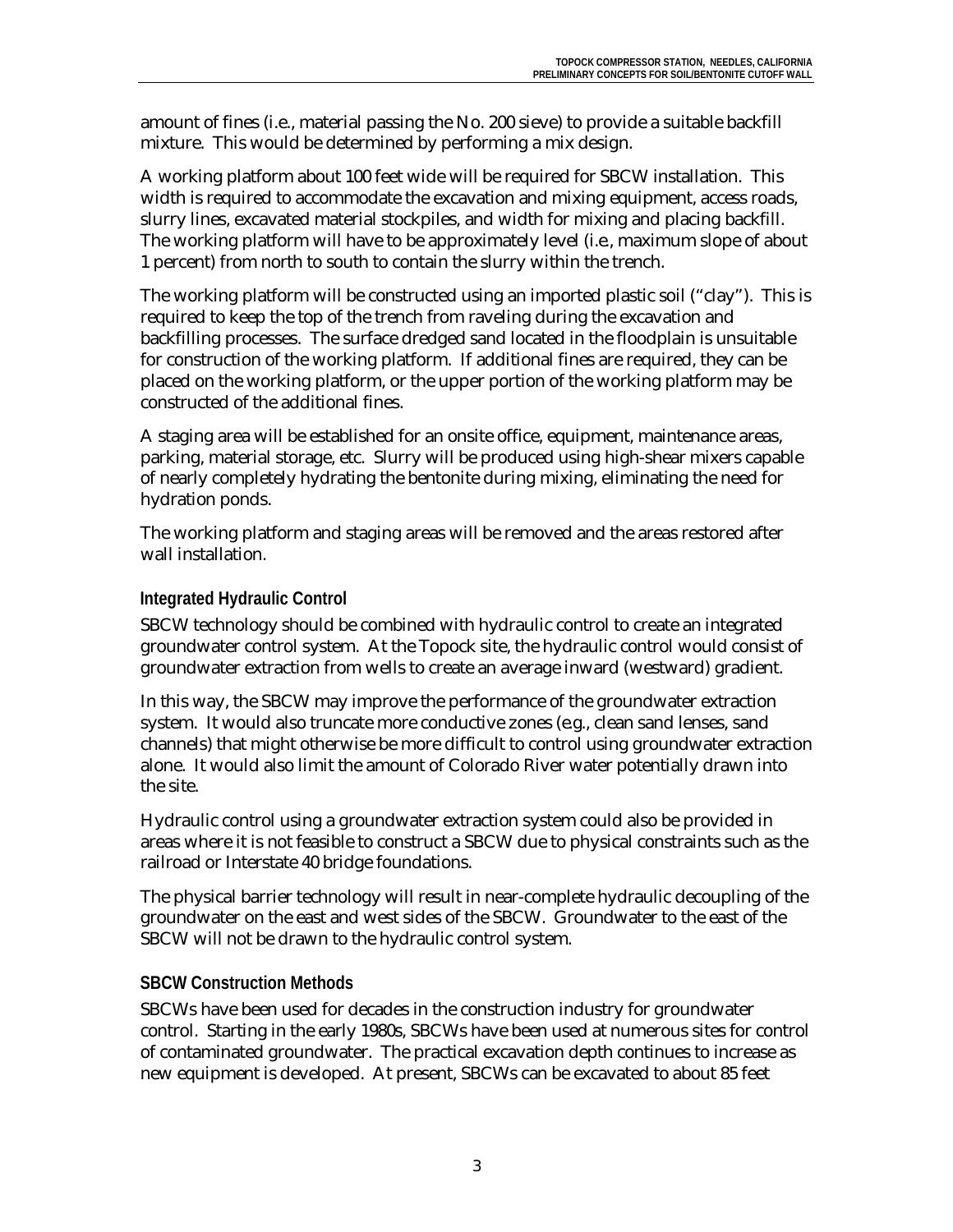amount of fines (i.e., material passing the No. 200 sieve) to provide a suitable backfill mixture. This would be determined by performing a mix design.

A working platform about 100 feet wide will be required for SBCW installation. This width is required to accommodate the excavation and mixing equipment, access roads, slurry lines, excavated material stockpiles, and width for mixing and placing backfill. The working platform will have to be approximately level (i.e., maximum slope of about 1 percent) from north to south to contain the slurry within the trench.

The working platform will be constructed using an imported plastic soil ("clay"). This is required to keep the top of the trench from raveling during the excavation and backfilling processes. The surface dredged sand located in the floodplain is unsuitable for construction of the working platform. If additional fines are required, they can be placed on the working platform, or the upper portion of the working platform may be constructed of the additional fines.

A staging area will be established for an onsite office, equipment, maintenance areas, parking, material storage, etc. Slurry will be produced using high-shear mixers capable of nearly completely hydrating the bentonite during mixing, eliminating the need for hydration ponds.

The working platform and staging areas will be removed and the areas restored after wall installation.

### Integrated Hydraulic Control

SBCW technology should be combined with hydraulic control to create an integrated groundwater control system. At the Topock site, the hydraulic control would consist of groundwater extraction from wells to create an average inward (westward) gradient.

In this way, the SBCW may improve the performance of the groundwater extraction system. It would also truncate more conductive zones (e.g., clean sand lenses, sand channels) that might otherwise be more difficult to control using groundwater extraction alone. It would also limit the amount of Colorado River water potentially drawn into the site.

Hydraulic control using a groundwater extraction system could also be provided in areas where it is not feasible to construct a SBCW due to physical constraints such as the railroad or Interstate 40 bridge foundations.

The physical barrier technology will result in near-complete hydraulic decoupling of the groundwater on the east and west sides of the SBCW. Groundwater to the east of the SBCW will not be drawn to the hydraulic control system.

### SBCW Construction Methods

SBCWs have been used for decades in the construction industry for groundwater control. Starting in the early 1980s, SBCWs have been used at numerous sites for control of contaminated groundwater. The practical excavation depth continues to increase as new equipment is developed. At present, SBCWs can be excavated to about 85 feet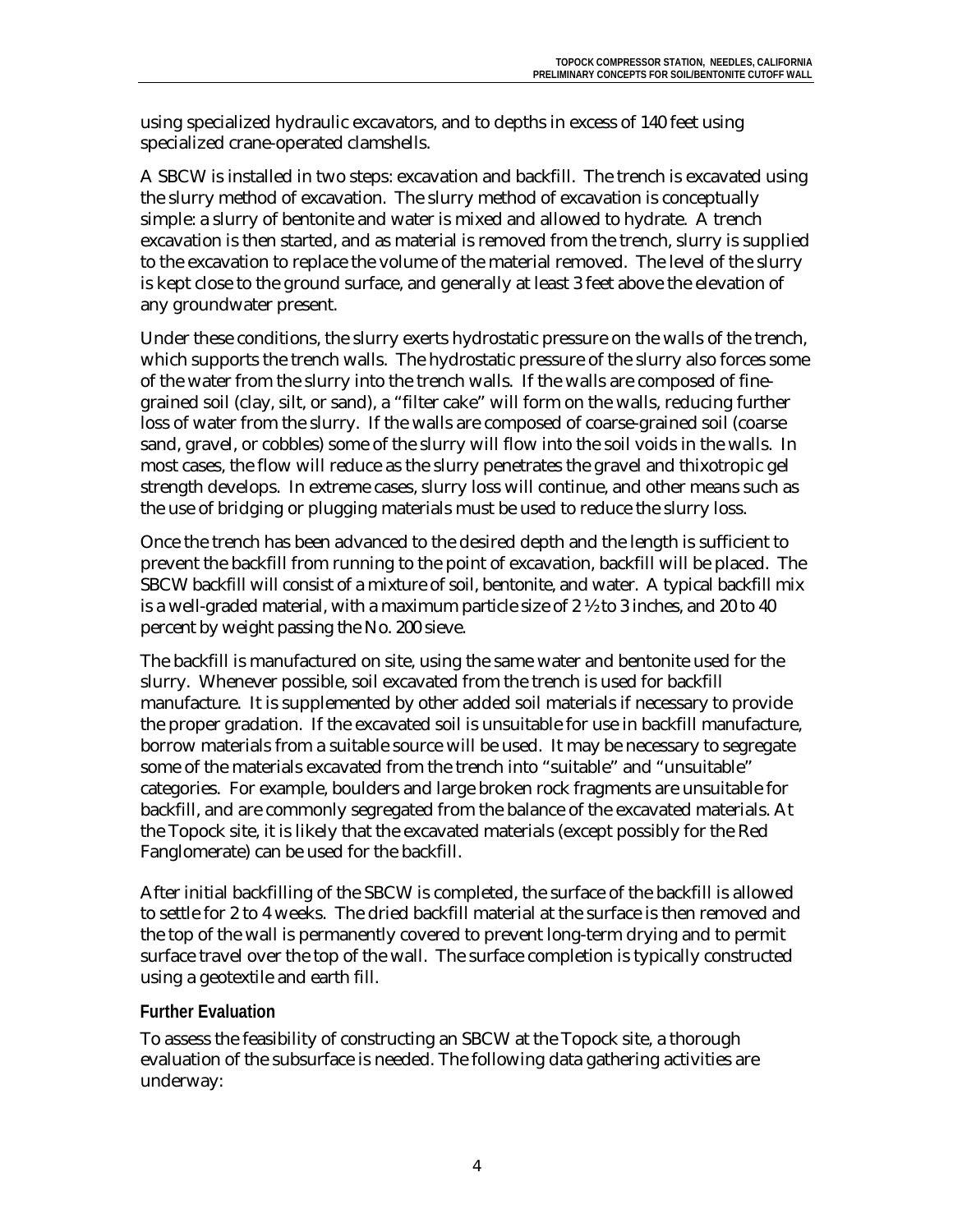using specialized hydraulic excavators, and to depths in excess of 140 feet using specialized crane-operated clamshells.

A SBCW is installed in two steps: excavation and backfill. The trench is excavated using the slurry method of excavation. The slurry method of excavation is conceptually simple: a slurry of bentonite and water is mixed and allowed to hydrate. A trench excavation is then started, and as material is removed from the trench, slurry is supplied to the excavation to replace the volume of the material removed. The level of the slurry is kept close to the ground surface, and generally at least 3 feet above the elevation of any groundwater present.

Under these conditions, the slurry exerts hydrostatic pressure on the walls of the trench, which supports the trench walls. The hydrostatic pressure of the slurry also forces some of the water from the slurry into the trench walls. If the walls are composed of fine-grained soil (clay, silt, or sand), a "filter cake" will form on the walls, reducing further loss of water from the slurry. If the walls are composed of coarse-grained soil (coarse sand, gravel, or cobbles) some of the slurry will flow into the soil voids in the walls. In most cases, the flow will reduce as the slurry penetrates the gravel and thixotropic gel strength develops. In extreme cases, slurry loss will continue, and other means such as the use of bridging or plugging materials must be used to reduce the slurry loss.

Once the trench has been advanced to the desired depth and the length is sufficient to prevent the backfill from running to the point of excavation, backfill will be placed. The SBCW backfill will consist of a mixture of soil, bentonite, and water. A typical backfill mix is a well-graded material, with a maximum particle size of 2 ½ to 3 inches, and 20 to 40 percent by weight passing the No. 200 sieve.

The backfill is manufactured on site, using the same water and bentonite used for the slurry. Whenever possible, soil excavated from the trench is used for backfill manufacture. It is supplemented by other added soil materials if necessary to provide the proper gradation. If the excavated soil is unsuitable for use in backfill manufacture, borrow materials from a suitable source will be used. It may be necessary to segregate some of the materials excavated from the trench into "suitable" and "unsuitable" categories. For example, boulders and large broken rock fragments are unsuitable for backfill, and are commonly segregated from the balance of the excavated materials. At the Topock site, it is likely that the excavated materials (except possibly for the Red Fanglomerate) can be used for the backfill.

After initial backfilling of the SBCW is completed, the surface of the backfill is allowed to settle for 2 to 4 weeks. The dried backfill material at the surface is then removed and the top of the wall is permanently covered to prevent long-term drying and to permit surface travel over the top of the wall. The surface completion is typically constructed using a geotextile and earth fill.

### Further Evaluation

To assess the feasibility of constructing an SBCW at the Topock site, a thorough evaluation of the subsurface is needed. The following data gathering activities are underway: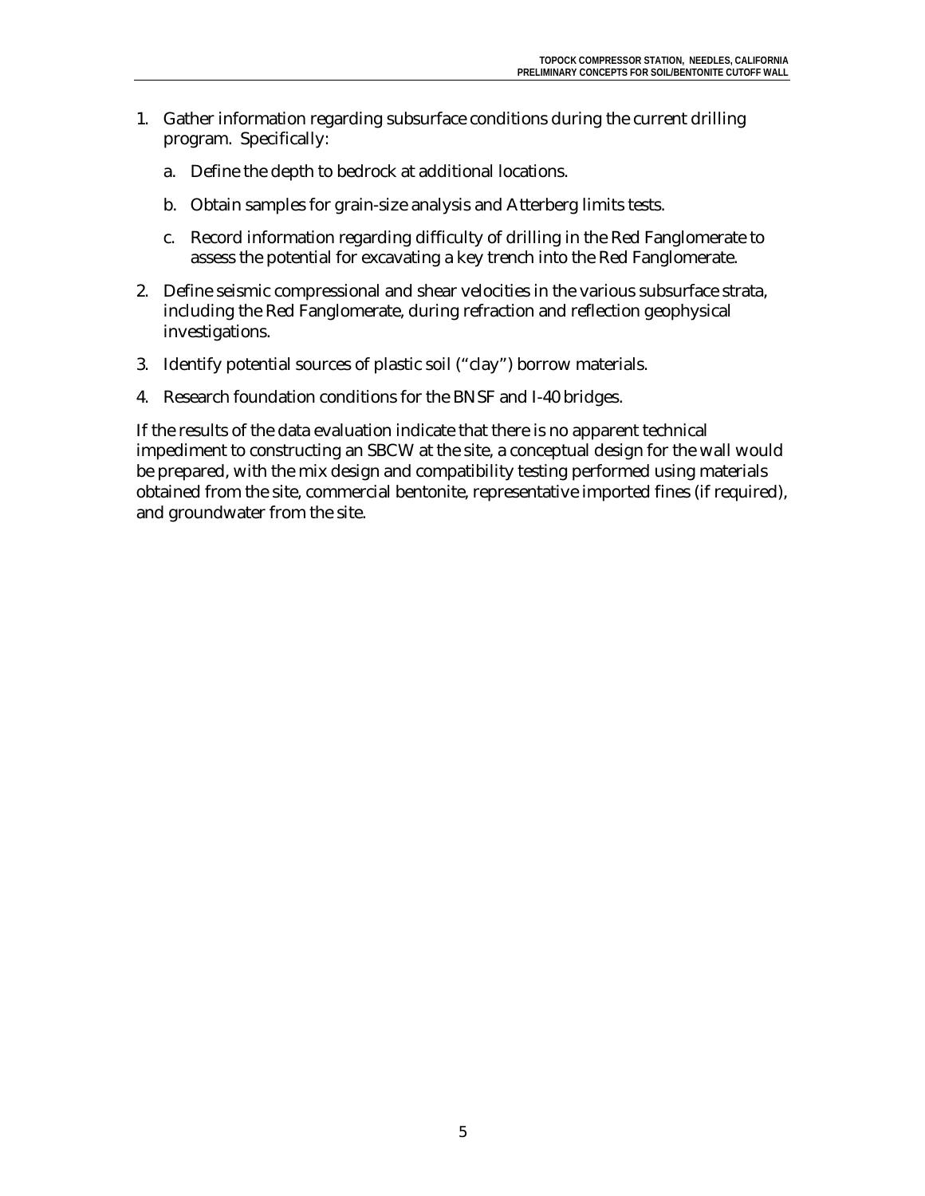1. Gather information regarding subsurface conditions during the current drilling program. Specifically:
   a. Define the depth to bedrock at additional locations.
   b. Obtain samples for grain-size analysis and Atterberg limits tests.
   c. Record information regarding difficulty of drilling in the Red Fanglomerate to assess the potential for excavating a key trench into the Red Fanglomerate.
2. Define seismic compressional and shear velocities in the various subsurface strata, including the Red Fanglomerate, during refraction and reflection geophysical investigations.
3. Identify potential sources of plastic soil ("clay") borrow materials.
4. Research foundation conditions for the BNSF and I-40 bridges.

If the results of the data evaluation indicate that there is no apparent technical impediment to constructing an SBCW at the site, a conceptual design for the wall would be prepared, with the mix design and compatibility testing performed using materials obtained from the site, commercial bentonite, representative imported fines (if required), and groundwater from the site.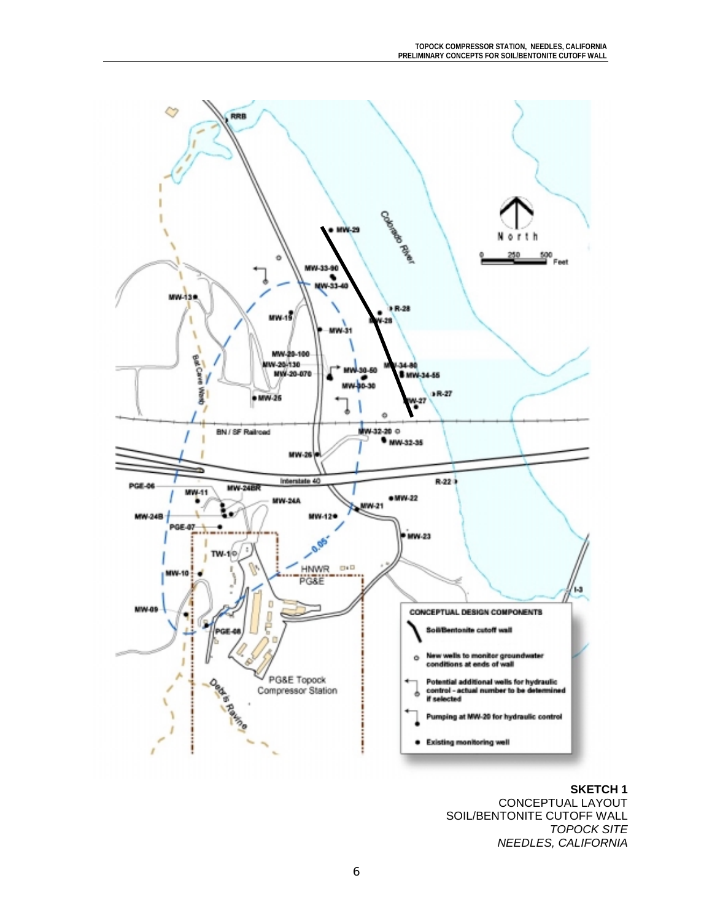RRB

Colorado River

North

0 250 500 Feet

MW-29

MW-33-90

MW-33-40

MW-13

MW-19

MW-31

R-28

MW-28

MW-20-100

MW-20-130

MW-20-070

MW-30-50

MW-30-30

MW-34-80

MW-34-55

R-27

MW-27

MW-25

Bat Cave Wash

BN / SF Railroad

MW-32-20

MW-32-35

MW-26

Interstate 40

R-22

PGE-06

MW-11

MW-24BR

MW-24A

MW-24B

MW-12

MW-21

MW-22

PGE-07

MW-23

TW-1

0.05

HNWR

PG&E

MW-10

I-3

MW-09

PGE-08

PG&E Topock Compressor Station

Debris Ravine

CONCEPTUAL DESIGN COMPONENTS

Soil/Bentonite cutoff wall

New wells to monitor groundwater conditions at ends of wall

Potential additional wells for hydraulic control - actual number to be determined if selected

Pumping at MW-20 for hydraulic control

Existing monitoring well

**SKETCH 1**
CONCEPTUAL LAYOUT
SOIL/BENTONITE CUTOFF WALL
*TOPOCK SITE*
*NEEDLES, CALIFORNIA*